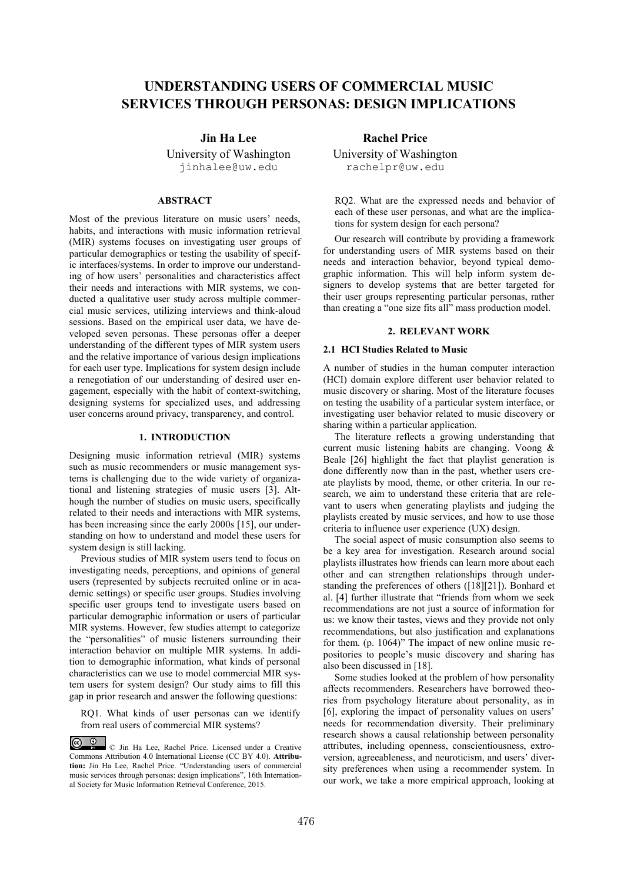# UNDERSTANDING USERS OF COMMERCIAL MUSIC SERVICES THROUGH PERSONAS: DESIGN IMPLICATIONS

**Jin Ha Lee**
University of Washington
jinhalee@uw.edu

**Rachel Price**
University of Washington
rachelpr@uw.edu

## ABSTRACT

Most of the previous literature on music users' needs, habits, and interactions with music information retrieval (MIR) systems focuses on investigating user groups of particular demographics or testing the usability of specific interfaces/systems. In order to improve our understanding of how users' personalities and characteristics affect their needs and interactions with MIR systems, we conducted a qualitative user study across multiple commercial music services, utilizing interviews and think-aloud sessions. Based on the empirical user data, we have developed seven personas. These personas offer a deeper understanding of the different types of MIR system users and the relative importance of various design implications for each user type. Implications for system design include a renegotiation of our understanding of desired user engagement, especially with the habit of context-switching, designing systems for specialized uses, and addressing user concerns around privacy, transparency, and control.

## 1. INTRODUCTION

Designing music information retrieval (MIR) systems such as music recommenders or music management systems is challenging due to the wide variety of organizational and listening strategies of music users [3]. Although the number of studies on music users, specifically related to their needs and interactions with MIR systems, has been increasing since the early 2000s [15], our understanding on how to understand and model these users for system design is still lacking.

Previous studies of MIR system users tend to focus on investigating needs, perceptions, and opinions of general users (represented by subjects recruited online or in academic settings) or specific user groups. Studies involving specific user groups tend to investigate users based on particular demographic information or users of particular MIR systems. However, few studies attempt to categorize the "personalities" of music listeners surrounding their interaction behavior on multiple MIR systems. In addition to demographic information, what kinds of personal characteristics can we use to model commercial MIR system users for system design? Our study aims to fill this gap in prior research and answer the following questions:

RQ1. What kinds of user personas can we identify from real users of commercial MIR systems?

RQ2. What are the expressed needs and behavior of each of these user personas, and what are the implications for system design for each persona?

Our research will contribute by providing a framework for understanding users of MIR systems based on their needs and interaction behavior, beyond typical demographic information. This will help inform system designers to develop systems that are better targeted for their user groups representing particular personas, rather than creating a "one size fits all" mass production model.

© Jin Ha Lee, Rachel Price. Licensed under a Creative Commons Attribution 4.0 International License (CC BY 4.0). **Attribution:** Jin Ha Lee, Rachel Price. "Understanding users of commercial music services through personas: design implications", 16th International Society for Music Information Retrieval Conference, 2015.

## 2. RELEVANT WORK

### 2.1 HCI Studies Related to Music

A number of studies in the human computer interaction (HCI) domain explore different user behavior related to music discovery or sharing. Most of the literature focuses on testing the usability of a particular system interface, or investigating user behavior related to music discovery or sharing within a particular application.

The literature reflects a growing understanding that current music listening habits are changing. Voong & Beale [26] highlight the fact that playlist generation is done differently now than in the past, whether users create playlists by mood, theme, or other criteria. In our research, we aim to understand these criteria that are relevant to users when generating playlists and judging the playlists created by music services, and how to use those criteria to influence user experience (UX) design.

The social aspect of music consumption also seems to be a key area for investigation. Research around social playlists illustrates how friends can learn more about each other and can strengthen relationships through understanding the preferences of others ([18][21]). Bonhard et al. [4] further illustrate that "friends from whom we seek recommendations are not just a source of information for us: we know their tastes, views and they provide not only recommendations, but also justification and explanations for them. (p. 1064)" The impact of new online music repositories to people's music discovery and sharing has also been discussed in [18].

Some studies looked at the problem of how personality affects recommenders. Researchers have borrowed theories from psychology literature about personality, as in [6], exploring the impact of personality values on users' needs for recommendation diversity. Their preliminary research shows a causal relationship between personality attributes, including openness, conscientiousness, extroversion, agreeableness, and neuroticism, and users' diversity preferences when using a recommender system. In our work, we take a more empirical approach, looking at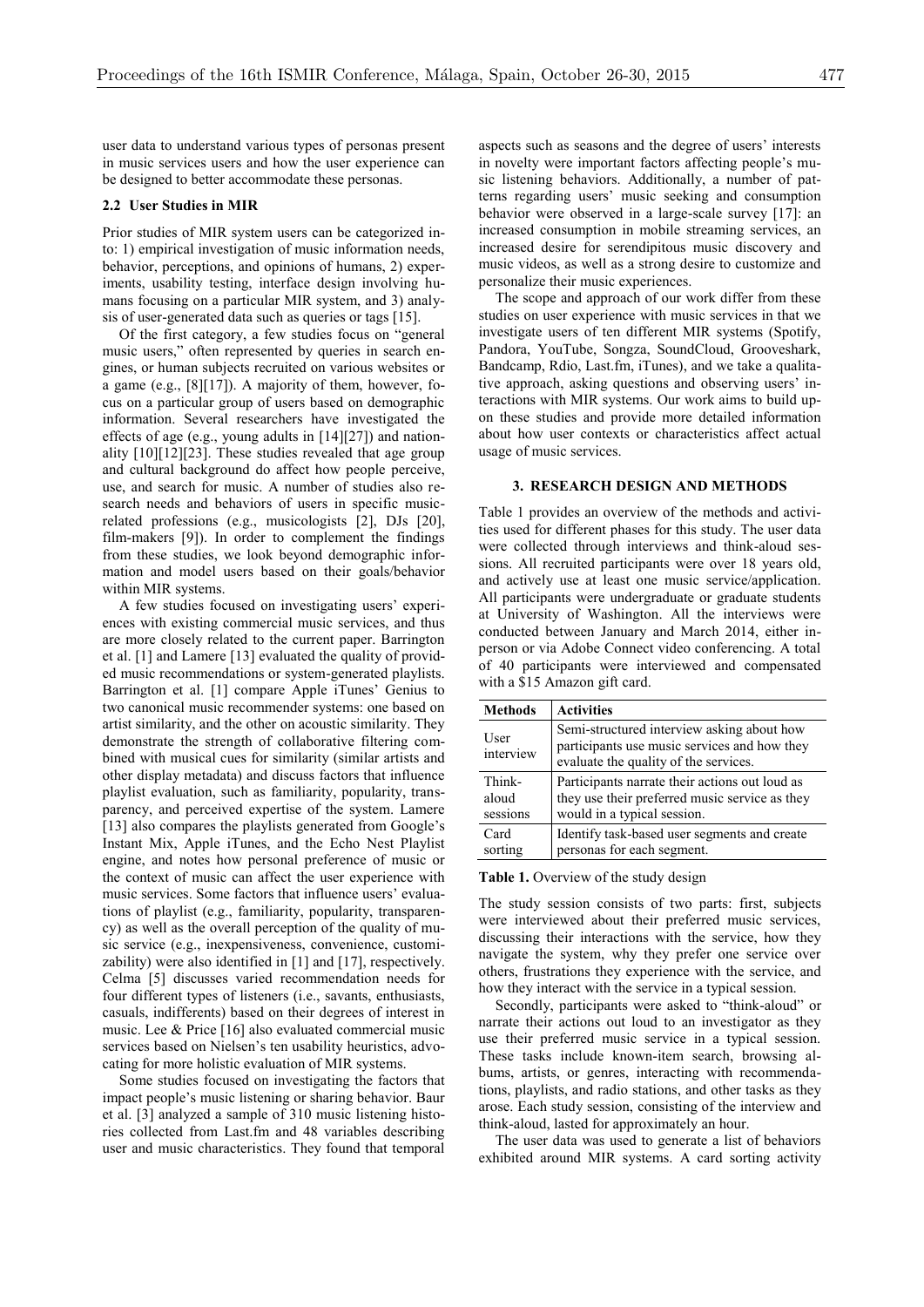user data to understand various types of personas present in music services users and how the user experience can be designed to better accommodate these personas.

### 2.2 User Studies in MIR

Prior studies of MIR system users can be categorized into: 1) empirical investigation of music information needs, behavior, perceptions, and opinions of humans, 2) experiments, usability testing, interface design involving humans focusing on a particular MIR system, and 3) analysis of user-generated data such as queries or tags [15].

Of the first category, a few studies focus on "general music users," often represented by queries in search engines, or human subjects recruited on various websites or a game (e.g., [8][17]). A majority of them, however, focus on a particular group of users based on demographic information. Several researchers have investigated the effects of age (e.g., young adults in [14][27]) and nationality [10][12][23]. These studies revealed that age group and cultural background do affect how people perceive, use, and search for music. A number of studies also research needs and behaviors of users in specific music-related professions (e.g., musicologists [2], DJs [20], film-makers [9]). In order to complement the findings from these studies, we look beyond demographic information and model users based on their goals/behavior within MIR systems.

A few studies focused on investigating users' experiences with existing commercial music services, and thus are more closely related to the current paper. Barrington et al. [1] and Lamere [13] evaluated the quality of provided music recommendations or system-generated playlists. Barrington et al. [1] compare Apple iTunes' Genius to two canonical music recommender systems: one based on artist similarity, and the other on acoustic similarity. They demonstrate the strength of collaborative filtering combined with musical cues for similarity (similar artists and other display metadata) and discuss factors that influence playlist evaluation, such as familiarity, popularity, transparency, and perceived expertise of the system. Lamere [13] also compares the playlists generated from Google's Instant Mix, Apple iTunes, and the Echo Nest Playlist engine, and notes how personal preference of music or the context of music can affect the user experience with music services. Some factors that influence users' evaluations of playlist (e.g., familiarity, popularity, transparency) as well as the overall perception of the quality of music service (e.g., inexpensiveness, convenience, customizability) were also identified in [1] and [17], respectively. Celma [5] discusses varied recommendation needs for four different types of listeners (i.e., savants, enthusiasts, casuals, indifferents) based on their degrees of interest in music. Lee & Price [16] also evaluated commercial music services based on Nielsen's ten usability heuristics, advocating for more holistic evaluation of MIR systems.

Some studies focused on investigating the factors that impact people's music listening or sharing behavior. Baur et al. [3] analyzed a sample of 310 music listening histories collected from Last.fm and 48 variables describing user and music characteristics. They found that temporal aspects such as seasons and the degree of users' interests in novelty were important factors affecting people's music listening behaviors. Additionally, a number of patterns regarding users' music seeking and consumption behavior were observed in a large-scale survey [17]: an increased consumption in mobile streaming services, an increased desire for serendipitous music discovery and music videos, as well as a strong desire to customize and personalize their music experiences.

The scope and approach of our work differ from these studies on user experience with music services in that we investigate users of ten different MIR systems (Spotify, Pandora, YouTube, Songza, SoundCloud, Grooveshark, Bandcamp, Rdio, Last.fm, iTunes), and we take a qualitative approach, asking questions and observing users' interactions with MIR systems. Our work aims to build upon these studies and provide more detailed information about how user contexts or characteristics affect actual usage of music services.

## 3. RESEARCH DESIGN AND METHODS

Table 1 provides an overview of the methods and activities used for different phases for this study. The user data were collected through interviews and think-aloud sessions. All recruited participants were over 18 years old, and actively use at least one music service/application. All participants were undergraduate or graduate students at University of Washington. All the interviews were conducted between January and March 2014, either in-person or via Adobe Connect video conferencing. A total of 40 participants were interviewed and compensated with a $15 Amazon gift card.

| Methods | Activities |
|---|---|
| User interview | Semi-structured interview asking about how participants use music services and how they evaluate the quality of the services. |
| Think-aloud sessions | Participants narrate their actions out loud as they use their preferred music service as they would in a typical session. |
| Card sorting | Identify task-based user segments and create personas for each segment. |

**Table 1.** Overview of the study design

The study session consists of two parts: first, subjects were interviewed about their preferred music services, discussing their interactions with the service, how they navigate the system, why they prefer one service over others, frustrations they experience with the service, and how they interact with the service in a typical session.

Secondly, participants were asked to "think-aloud" or narrate their actions out loud to an investigator as they use their preferred music service in a typical session. These tasks include known-item search, browsing albums, artists, or genres, interacting with recommendations, playlists, and radio stations, and other tasks as they arose. Each study session, consisting of the interview and think-aloud, lasted for approximately an hour.

The user data was used to generate a list of behaviors exhibited around MIR systems. A card sorting activity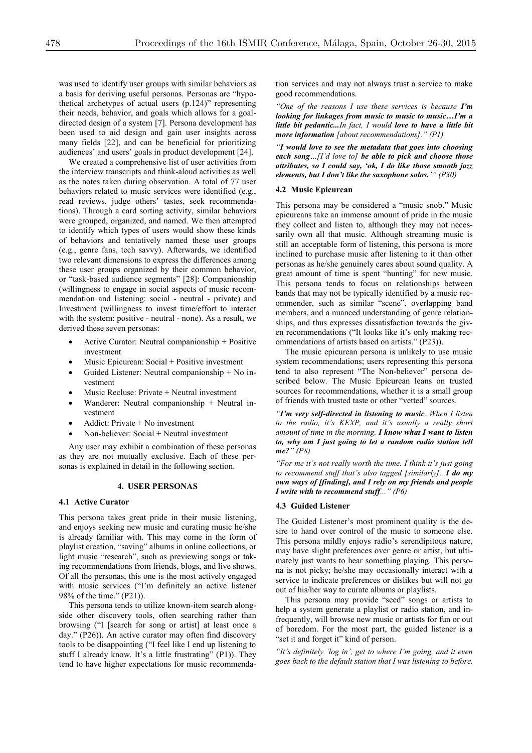was used to identify user groups with similar behaviors as a basis for deriving useful personas. Personas are "hypothetical archetypes of actual users (p.124)" representing their needs, behavior, and goals which allows for a goal-directed design of a system [7]. Persona development has been used to aid design and gain user insights across many fields [22], and can be beneficial for prioritizing audiences' and users' goals in product development [24].

We created a comprehensive list of user activities from the interview transcripts and think-aloud activities as well as the notes taken during observation. A total of 77 user behaviors related to music services were identified (e.g., read reviews, judge others' tastes, seek recommendations). Through a card sorting activity, similar behaviors were grouped, organized, and named. We then attempted to identify which types of users would show these kinds of behaviors and tentatively named these user groups (e.g., genre fans, tech savvy). Afterwards, we identified two relevant dimensions to express the differences among these user groups organized by their common behavior, or "task-based audience segments" [28]: Companionship (willingness to engage in social aspects of music recommendation and listening: social - neutral - private) and Investment (willingness to invest time/effort to interact with the system: positive - neutral - none). As a result, we derived these seven personas:

- Active Curator: Neutral companionship + Positive investment
- Music Epicurean: Social + Positive investment
- Guided Listener: Neutral companionship + No investment
- Music Recluse: Private + Neutral investment
- Wanderer: Neutral companionship + Neutral investment
- Addict: Private + No investment
- Non-believer: Social + Neutral investment

Any user may exhibit a combination of these personas as they are not mutually exclusive. Each of these personas is explained in detail in the following section.

## 4. USER PERSONAS

### 4.1 Active Curator

This persona takes great pride in their music listening, and enjoys seeking new music and curating music he/she is already familiar with. This may come in the form of playlist creation, "saving" albums in online collections, or light music "research", such as previewing songs or taking recommendations from friends, blogs, and live shows. Of all the personas, this one is the most actively engaged with music services ("I'm definitely an active listener 98% of the time." (P21)).

This persona tends to utilize known-item search alongside other discovery tools, often searching rather than browsing ("I [search for song or artist] at least once a day." (P26)). An active curator may often find discovery tools to be disappointing ("I feel like I end up listening to stuff I already know. It's a little frustrating" (P1)). They tend to have higher expectations for music recommendation services and may not always trust a service to make good recommendations.

*"One of the reasons I use these services is because **I'm looking for linkages from music to music to music…I'm a little bit pedantic...**In fact, I would **love to have a little bit more information** [about recommendations]." (P1)*

*"**I would love to see the metadata that goes into choosing each song**…[I'd love to] **be able to pick and choose those attributes, so I could say, 'ok, I do like those smooth jazz elements, but I don't like the saxophone solos.'**" (P30)*

### 4.2 Music Epicurean

This persona may be considered a "music snob." Music epicureans take an immense amount of pride in the music they collect and listen to, although they may not necessarily own all that music. Although streaming music is still an acceptable form of listening, this persona is more inclined to purchase music after listening to it than other personas as he/she genuinely cares about sound quality. A great amount of time is spent "hunting" for new music. This persona tends to focus on relationships between bands that may not be typically identified by a music recommender, such as similar "scene", overlapping band members, and a nuanced understanding of genre relationships, and thus expresses dissatisfaction towards the given recommendations ("It looks like it's only making recommendations of artists based on artists." (P23)).

The music epicurean persona is unlikely to use music system recommendations; users representing this persona tend to also represent "The Non-believer" persona described below. The Music Epicurean leans on trusted sources for recommendations, whether it is a small group of friends with trusted taste or other "vetted" sources.

*"**I'm very self-directed in listening to music**. When I listen to the radio, it's KEXP, and it's usually a really short amount of time in the morning. **I know what I want to listen to, why am I just going to let a random radio station tell me?**" (P8)*

*"For me it's not really worth the time. I think it's just going to recommend stuff that's also tagged [similarly]...**I do my own ways of [finding], and I rely on my friends and people I write with to recommend stuff**..." (P6)*

### 4.3 Guided Listener

The Guided Listener's most prominent quality is the desire to hand over control of the music to someone else. This persona mildly enjoys radio's serendipitous nature, may have slight preferences over genre or artist, but ultimately just wants to hear something playing. This persona is not picky; he/she may occasionally interact with a service to indicate preferences or dislikes but will not go out of his/her way to curate albums or playlists.

This persona may provide "seed" songs or artists to help a system generate a playlist or radio station, and infrequently, will browse new music or artists for fun or out of boredom. For the most part, the guided listener is a "set it and forget it" kind of person.

*"It's definitely 'log in', get to where I'm going, and it even goes back to the default station that I was listening to before.*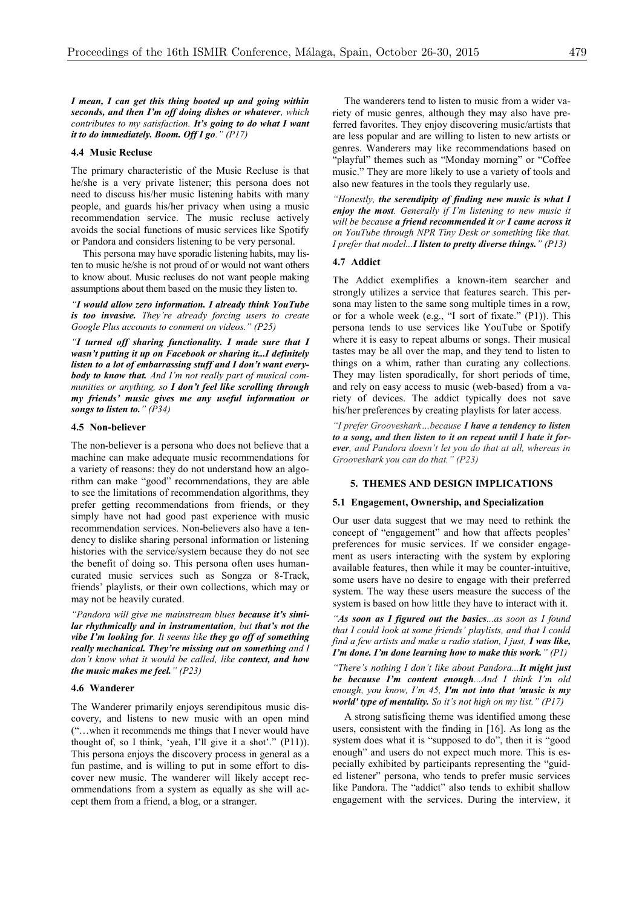*I mean, I can get this thing booted up and going within seconds, and then I'm off doing dishes or whatever, which contributes to my satisfaction. It's going to do what I want it to do immediately. Boom. Off I go." (P17)*

### 4.4 Music Recluse

The primary characteristic of the Music Recluse is that he/she is a very private listener; this persona does not need to discuss his/her music listening habits with many people, and guards his/her privacy when using a music recommendation service. The music recluse actively avoids the social functions of music services like Spotify or Pandora and considers listening to be very personal.

This persona may have sporadic listening habits, may listen to music he/she is not proud of or would not want others to know about. Music recluses do not want people making assumptions about them based on the music they listen to.

*"**I would allow zero information. I already think YouTube is too invasive.** They're already forcing users to create Google Plus accounts to comment on videos." (P25)*

*"**I turned off sharing functionality. I made sure that I wasn't putting it up on Facebook or sharing it...I definitely listen to a lot of embarrassing stuff and I don't want everybody to know that.** And I'm not really part of musical communities or anything, so **I don't feel like scrolling through my friends' music gives me any useful information or songs to listen to.**" (P34)*

### 4.5 Non-believer

The non-believer is a persona who does not believe that a machine can make adequate music recommendations for a variety of reasons: they do not understand how an algorithm can make "good" recommendations, they are able to see the limitations of recommendation algorithms, they prefer getting recommendations from friends, or they simply have not had good past experience with music recommendation services. Non-believers also have a tendency to dislike sharing personal information or listening histories with the service/system because they do not see the benefit of doing so. This persona often uses human-curated music services such as Songza or 8-Track, friends' playlists, or their own collections, which may or may not be heavily curated.

*"Pandora will give me mainstream blues **because it's similar rhythmically and in instrumentation**, but **that's not the vibe I'm looking for**. It seems like **they go off of something really mechanical. They're missing out on something** and I don't know what it would be called, like **context, and how the music makes me feel.**" (P23)*

### 4.6 Wanderer

The Wanderer primarily enjoys serendipitous music discovery, and listens to new music with an open mind ("…when it recommends me things that I never would have thought of, so I think, 'yeah, I'll give it a shot'." (P11)). This persona enjoys the discovery process in general as a fun pastime, and is willing to put in some effort to discover new music. The wanderer will likely accept recommendations from a system as equally as she will accept them from a friend, a blog, or a stranger.

The wanderers tend to listen to music from a wider variety of music genres, although they may also have preferred favorites. They enjoy discovering music/artists that are less popular and are willing to listen to new artists or genres. Wanderers may like recommendations based on "playful" themes such as "Monday morning" or "Coffee music." They are more likely to use a variety of tools and also new features in the tools they regularly use.

*"Honestly, **the serendipity of finding new music is what I enjoy the most**. Generally if I'm listening to new music it will be because **a friend recommended it** or **I came across it** on YouTube through NPR Tiny Desk or something like that. I prefer that model...**I listen to pretty diverse things.**" (P13)*

### 4.7 Addict

The Addict exemplifies a known-item searcher and strongly utilizes a service that features search. This persona may listen to the same song multiple times in a row, or for a whole week (e.g., "I sort of fixate." (P1)). This persona tends to use services like YouTube or Spotify where it is easy to repeat albums or songs. Their musical tastes may be all over the map, and they tend to listen to things on a whim, rather than curating any collections. They may listen sporadically, for short periods of time, and rely on easy access to music (web-based) from a variety of devices. The addict typically does not save his/her preferences by creating playlists for later access.

*"I prefer Grooveshark…because **I have a tendency to listen to a song, and then listen to it on repeat until I hate it forever**, and Pandora doesn't let you do that at all, whereas in Grooveshark you can do that." (P23)*

## 5. THEMES AND DESIGN IMPLICATIONS

### 5.1 Engagement, Ownership, and Specialization

Our user data suggest that we may need to rethink the concept of "engagement" and how that affects peoples' preferences for music services. If we consider engagement as users interacting with the system by exploring available features, then while it may be counter-intuitive, some users have no desire to engage with their preferred system. The way these users measure the success of the system is based on how little they have to interact with it.

*"**As soon as I figured out the basics**...as soon as I found that I could look at some friends' playlists, and that I could find a few artists and make a radio station, I just, **I was like, I'm done. I'm done learning how to make this work.**" (P1)*

*"There's nothing I don't like about Pandora...**It might just be because I'm content enough**...And I think I'm old enough, you know, I'm 45, **I'm not into that 'music is my world' type of mentality.** So it's not high on my list." (P17)*

A strong satisficing theme was identified among these users, consistent with the finding in [16]. As long as the system does what it is "supposed to do", then it is "good enough" and users do not expect much more. This is especially exhibited by participants representing the "guided listener" persona, who tends to prefer music services like Pandora. The "addict" also tends to exhibit shallow engagement with the services. During the interview, it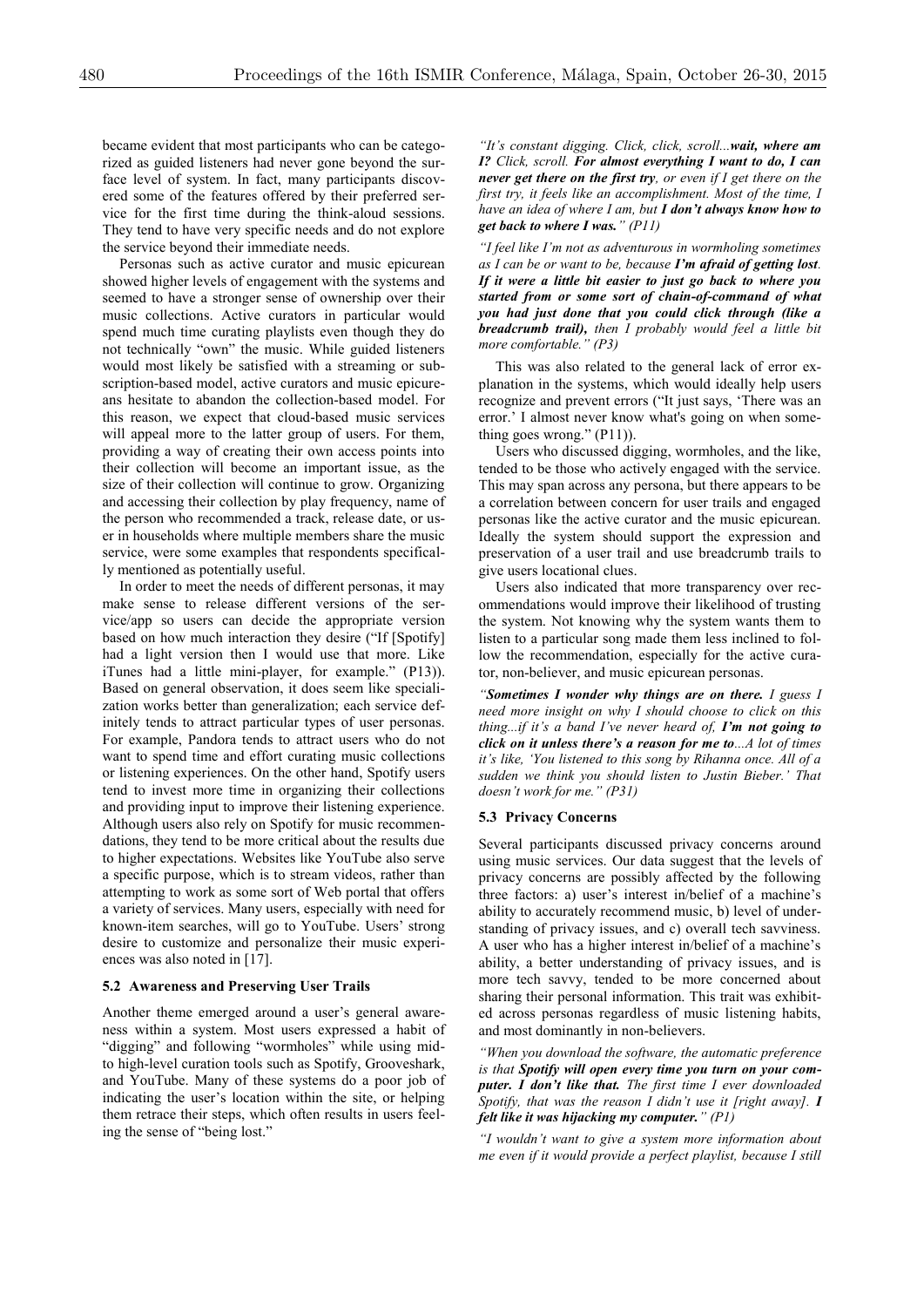became evident that most participants who can be categorized as guided listeners had never gone beyond the surface level of system. In fact, many participants discovered some of the features offered by their preferred service for the first time during the think-aloud sessions. They tend to have very specific needs and do not explore the service beyond their immediate needs.

Personas such as active curator and music epicurean showed higher levels of engagement with the systems and seemed to have a stronger sense of ownership over their music collections. Active curators in particular would spend much time curating playlists even though they do not technically "own" the music. While guided listeners would most likely be satisfied with a streaming or subscription-based model, active curators and music epicureans hesitate to abandon the collection-based model. For this reason, we expect that cloud-based music services will appeal more to the latter group of users. For them, providing a way of creating their own access points into their collection will become an important issue, as the size of their collection will continue to grow. Organizing and accessing their collection by play frequency, name of the person who recommended a track, release date, or user in households where multiple members share the music service, were some examples that respondents specifically mentioned as potentially useful.

In order to meet the needs of different personas, it may make sense to release different versions of the service/app so users can decide the appropriate version based on how much interaction they desire ("If [Spotify] had a light version then I would use that more. Like iTunes had a little mini-player, for example." (P13)). Based on general observation, it does seem like specialization works better than generalization; each service definitely tends to attract particular types of user personas. For example, Pandora tends to attract users who do not want to spend time and effort curating music collections or listening experiences. On the other hand, Spotify users tend to invest more time in organizing their collections and providing input to improve their listening experience. Although users also rely on Spotify for music recommendations, they tend to be more critical about the results due to higher expectations. Websites like YouTube also serve a specific purpose, which is to stream videos, rather than attempting to work as some sort of Web portal that offers a variety of services. Many users, especially with need for known-item searches, will go to YouTube. Users' strong desire to customize and personalize their music experiences was also noted in [17].

### 5.2 Awareness and Preserving User Trails

Another theme emerged around a user's general awareness within a system. Most users expressed a habit of "digging" and following "wormholes" while using mid- to high-level curation tools such as Spotify, Grooveshark, and YouTube. Many of these systems do a poor job of indicating the user's location within the site, or helping them retrace their steps, which often results in users feeling the sense of "being lost."

*"It's constant digging. Click, click, scroll...**wait, where am I?** Click, scroll. **For almost everything I want to do, I can never get there on the first try**, or even if I get there on the first try, it feels like an accomplishment. Most of the time, I have an idea of where I am, but **I don't always know how to get back to where I was.**" (P11)*

*"I feel like I'm not as adventurous in wormholing sometimes as I can be or want to be, because **I'm afraid of getting lost**. **If it were a little bit easier to just go back to where you started from or some sort of chain-of-command of what you had just done that you could click through (like a breadcrumb trail),** then I probably would feel a little bit more comfortable." (P3)*

This was also related to the general lack of error explanation in the systems, which would ideally help users recognize and prevent errors ("It just says, 'There was an error.' I almost never know what's going on when something goes wrong." (P11)).

Users who discussed digging, wormholes, and the like, tended to be those who actively engaged with the service. This may span across any persona, but there appears to be a correlation between concern for user trails and engaged personas like the active curator and the music epicurean. Ideally the system should support the expression and preservation of a user trail and use breadcrumb trails to give users locational clues.

Users also indicated that more transparency over recommendations would improve their likelihood of trusting the system. Not knowing why the system wants them to listen to a particular song made them less inclined to follow the recommendation, especially for the active curator, non-believer, and music epicurean personas.

*"**Sometimes I wonder why things are on there.** I guess I need more insight on why I should choose to click on this thing...if it's a band I've never heard of, **I'm not going to click on it unless there's a reason for me to**...A lot of times it's like, 'You listened to this song by Rihanna once. All of a sudden we think you should listen to Justin Bieber.' That doesn't work for me." (P31)*

### 5.3 Privacy Concerns

Several participants discussed privacy concerns around using music services. Our data suggest that the levels of privacy concerns are possibly affected by the following three factors: a) user's interest in/belief of a machine's ability to accurately recommend music, b) level of understanding of privacy issues, and c) overall tech savviness. A user who has a higher interest in/belief of a machine's ability, a better understanding of privacy issues, and is more tech savvy, tended to be more concerned about sharing their personal information. This trait was exhibited across personas regardless of music listening habits, and most dominantly in non-believers.

*"When you download the software, the automatic preference is that **Spotify will open every time you turn on your computer. I don't like that.** The first time I ever downloaded Spotify, that was the reason I didn't use it [right away]. **I felt like it was hijacking my computer.**" (P1)*

*"I wouldn't want to give a system more information about me even if it would provide a perfect playlist, because I still*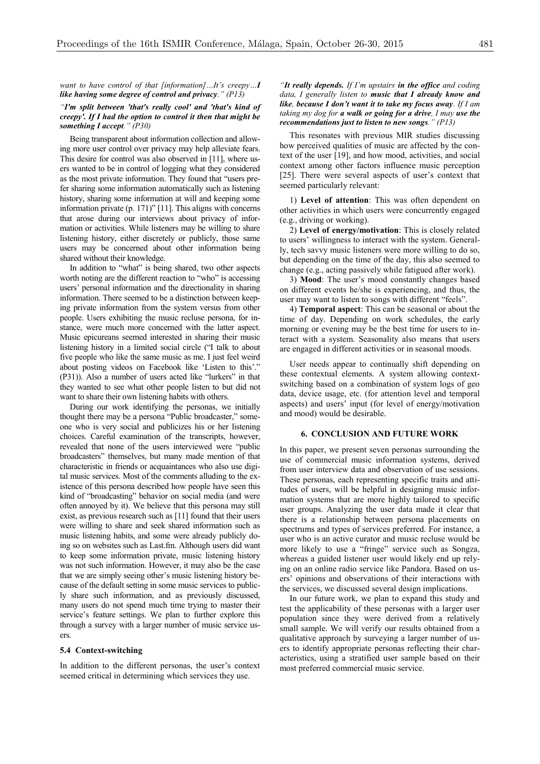*want to have control of that [information]…It's creepy…**I like having some degree of control and privacy**." (P13)*

*"**I'm split between 'that's really cool' and 'that's kind of creepy'. If I had the option to control it then that might be something I accept**." (P30)*

Being transparent about information collection and allowing more user control over privacy may help alleviate fears. This desire for control was also observed in [11], where users wanted to be in control of logging what they considered as the most private information. They found that "users prefer sharing some information automatically such as listening history, sharing some information at will and keeping some information private (p. 171)" [11]. This aligns with concerns that arose during our interviews about privacy of information or activities. While listeners may be willing to share listening history, either discretely or publicly, those same users may be concerned about other information being shared without their knowledge.

In addition to "what" is being shared, two other aspects worth noting are the different reaction to "who" is accessing users' personal information and the directionality in sharing information. There seemed to be a distinction between keeping private information from the system versus from other people. Users exhibiting the music recluse persona, for instance, were much more concerned with the latter aspect. Music epicureans seemed interested in sharing their music listening history in a limited social circle ("I talk to about five people who like the same music as me. I just feel weird about posting videos on Facebook like 'Listen to this'." (P31)). Also a number of users acted like "lurkers" in that they wanted to see what other people listen to but did not want to share their own listening habits with others.

During our work identifying the personas, we initially thought there may be a persona "Public broadcaster," someone who is very social and publicizes his or her listening choices. Careful examination of the transcripts, however, revealed that none of the users interviewed were "public broadcasters" themselves, but many made mention of that characteristic in friends or acquaintances who also use digital music services. Most of the comments alluding to the existence of this persona described how people have seen this kind of "broadcasting" behavior on social media (and were often annoyed by it). We believe that this persona may still exist, as previous research such as [11] found that their users were willing to share and seek shared information such as music listening habits, and some were already publicly doing so on websites such as Last.fm. Although users did want to keep some information private, music listening history was not such information. However, it may also be the case that we are simply seeing other's music listening history because of the default setting in some music services to publicly share such information, and as previously discussed, many users do not spend much time trying to master their service's feature settings. We plan to further explore this through a survey with a larger number of music service users.

### 5.4 Context-switching

In addition to the different personas, the user's context seemed critical in determining which services they use.

*"**It really depends.** If I'm upstairs **in the office** and coding data, I generally listen to **music that I already know and like**, **because I don't want it to take my focus away**. If I am taking my dog for **a walk or going for a drive**, I may **use the recommendations just to listen to new songs**." (P13)*

This resonates with previous MIR studies discussing how perceived qualities of music are affected by the context of the user [19], and how mood, activities, and social context among other factors influence music perception [25]. There were several aspects of user's context that seemed particularly relevant:

1) **Level of attention**: This was often dependent on other activities in which users were concurrently engaged (e.g., driving or working).

2) **Level of energy/motivation**: This is closely related to users' willingness to interact with the system. Generally, tech savvy music listeners were more willing to do so, but depending on the time of the day, this also seemed to change (e.g., acting passively while fatigued after work).

3) **Mood**: The user's mood constantly changes based on different events he/she is experiencing, and thus, the user may want to listen to songs with different "feels".

4) **Temporal aspect**: This can be seasonal or about the time of day. Depending on work schedules, the early morning or evening may be the best time for users to interact with a system. Seasonality also means that users are engaged in different activities or in seasonal moods.

User needs appear to continually shift depending on these contextual elements. A system allowing context-switching based on a combination of system logs of geo data, device usage, etc. (for attention level and temporal aspects) and users' input (for level of energy/motivation and mood) would be desirable.

## 6. CONCLUSION AND FUTURE WORK

In this paper, we present seven personas surrounding the use of commercial music information systems, derived from user interview data and observation of use sessions. These personas, each representing specific traits and attitudes of users, will be helpful in designing music information systems that are more highly tailored to specific user groups. Analyzing the user data made it clear that there is a relationship between persona placements on spectrums and types of services preferred. For instance, a user who is an active curator and music recluse would be more likely to use a "fringe" service such as Songza, whereas a guided listener user would likely end up relying on an online radio service like Pandora. Based on users' opinions and observations of their interactions with the services, we discussed several design implications.

In our future work, we plan to expand this study and test the applicability of these personas with a larger user population since they were derived from a relatively small sample. We will verify our results obtained from a qualitative approach by surveying a larger number of users to identify appropriate personas reflecting their characteristics, using a stratified user sample based on their most preferred commercial music service.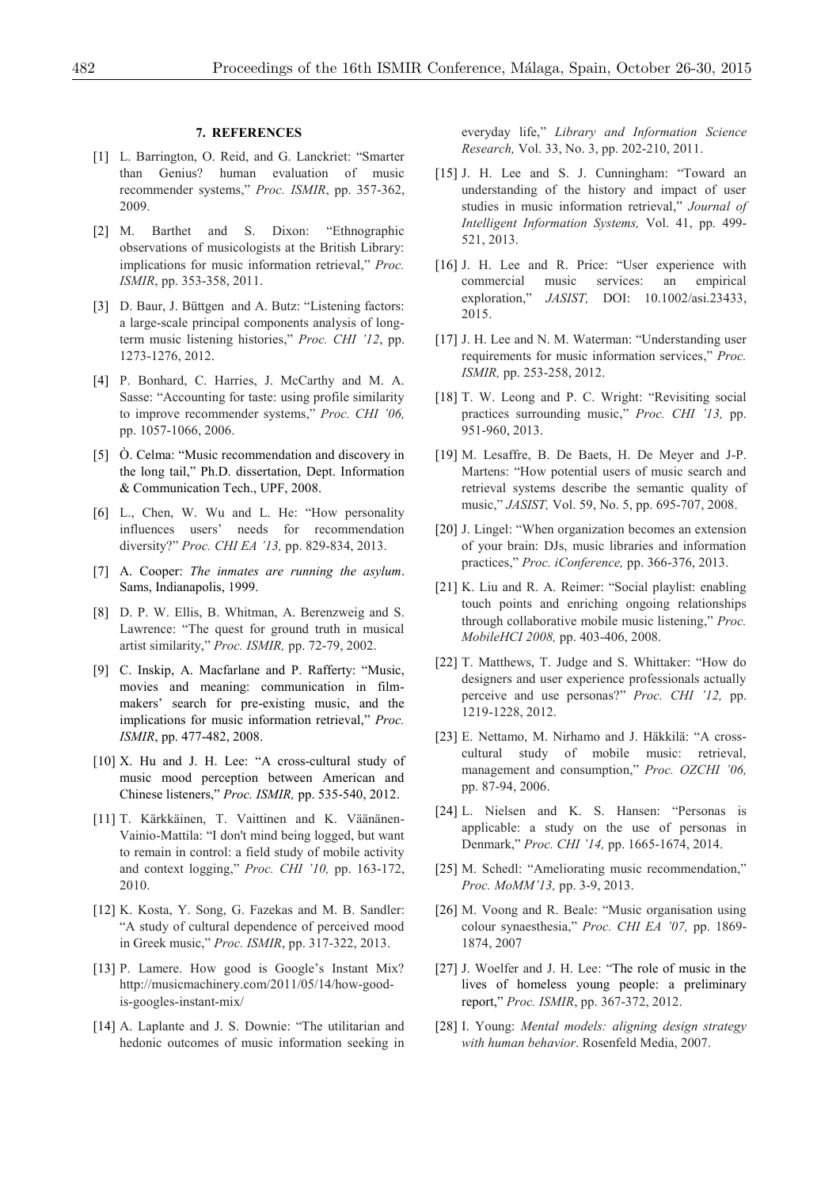## 7. REFERENCES

[1] L. Barrington, O. Reid, and G. Lanckriet: "Smarter than Genius? human evaluation of music recommender systems," *Proc. ISMIR*, pp. 357-362, 2009.

[2] M. Barthet and S. Dixon: "Ethnographic observations of musicologists at the British Library: implications for music information retrieval," *Proc. ISMIR*, pp. 353-358, 2011.

[3] D. Baur, J. Büttgen and A. Butz: "Listening factors: a large-scale principal components analysis of long-term music listening histories," *Proc. CHI '12*, pp. 1273-1276, 2012.

[4] P. Bonhard, C. Harries, J. McCarthy and M. A. Sasse: "Accounting for taste: using profile similarity to improve recommender systems," *Proc. CHI '06,* pp. 1057-1066, 2006.

[5] Ò. Celma: "Music recommendation and discovery in the long tail," Ph.D. dissertation, Dept. Information & Communication Tech., UPF, 2008.

[6] L., Chen, W. Wu and L. He: "How personality influences users' needs for recommendation diversity?" *Proc. CHI EA '13,* pp. 829-834, 2013.

[7] A. Cooper: *The inmates are running the asylum*. Sams, Indianapolis, 1999.

[8] D. P. W. Ellis, B. Whitman, A. Berenzweig and S. Lawrence: "The quest for ground truth in musical artist similarity," *Proc. ISMIR,* pp. 72-79, 2002.

[9] C. Inskip, A. Macfarlane and P. Rafferty: "Music, movies and meaning: communication in film-makers' search for pre-existing music, and the implications for music information retrieval," *Proc. ISMIR*, pp. 477-482, 2008.

[10] X. Hu and J. H. Lee: "A cross-cultural study of music mood perception between American and Chinese listeners," *Proc. ISMIR,* pp. 535-540, 2012.

[11] T. Kärkkäinen, T. Vaittinen and K. Väänänen-Vainio-Mattila: "I don't mind being logged, but want to remain in control: a field study of mobile activity and context logging," *Proc. CHI '10,* pp. 163-172, 2010.

[12] K. Kosta, Y. Song, G. Fazekas and M. B. Sandler: "A study of cultural dependence of perceived mood in Greek music," *Proc. ISMIR*, pp. 317-322, 2013.

[13] P. Lamere. How good is Google's Instant Mix? http://musicmachinery.com/2011/05/14/how-good-is-googles-instant-mix/

[14] A. Laplante and J. S. Downie: "The utilitarian and hedonic outcomes of music information seeking in everyday life," *Library and Information Science Research,* Vol. 33, No. 3, pp. 202-210, 2011.

[15] J. H. Lee and S. J. Cunningham: "Toward an understanding of the history and impact of user studies in music information retrieval," *Journal of Intelligent Information Systems,* Vol. 41, pp. 499-521, 2013.

[16] J. H. Lee and R. Price: "User experience with commercial music services: an empirical exploration," *JASIST,* DOI: 10.1002/asi.23433, 2015.

[17] J. H. Lee and N. M. Waterman: "Understanding user requirements for music information services," *Proc. ISMIR,* pp. 253-258, 2012.

[18] T. W. Leong and P. C. Wright: "Revisiting social practices surrounding music," *Proc. CHI '13,* pp. 951-960, 2013.

[19] M. Lesaffre, B. De Baets, H. De Meyer and J-P. Martens: "How potential users of music search and retrieval systems describe the semantic quality of music," *JASIST,* Vol. 59, No. 5, pp. 695-707, 2008.

[20] J. Lingel: "When organization becomes an extension of your brain: DJs, music libraries and information practices," *Proc. iConference,* pp. 366-376, 2013.

[21] K. Liu and R. A. Reimer: "Social playlist: enabling touch points and enriching ongoing relationships through collaborative mobile music listening," *Proc. MobileHCI 2008,* pp. 403-406, 2008.

[22] T. Matthews, T. Judge and S. Whittaker: "How do designers and user experience professionals actually perceive and use personas?" *Proc. CHI '12,* pp. 1219-1228, 2012.

[23] E. Nettamo, M. Nirhamo and J. Häkkilä: "A cross-cultural study of mobile music: retrieval, management and consumption," *Proc. OZCHI '06,* pp. 87-94, 2006.

[24] L. Nielsen and K. S. Hansen: "Personas is applicable: a study on the use of personas in Denmark," *Proc. CHI '14,* pp. 1665-1674, 2014.

[25] M. Schedl: "Ameliorating music recommendation," *Proc. MoMM'13,* pp. 3-9, 2013.

[26] M. Voong and R. Beale: "Music organisation using colour synaesthesia," *Proc. CHI EA '07,* pp. 1869-1874, 2007

[27] J. Woelfer and J. H. Lee: "The role of music in the lives of homeless young people: a preliminary report," *Proc. ISMIR*, pp. 367-372, 2012.

[28] I. Young: *Mental models: aligning design strategy with human behavior*. Rosenfeld Media, 2007.